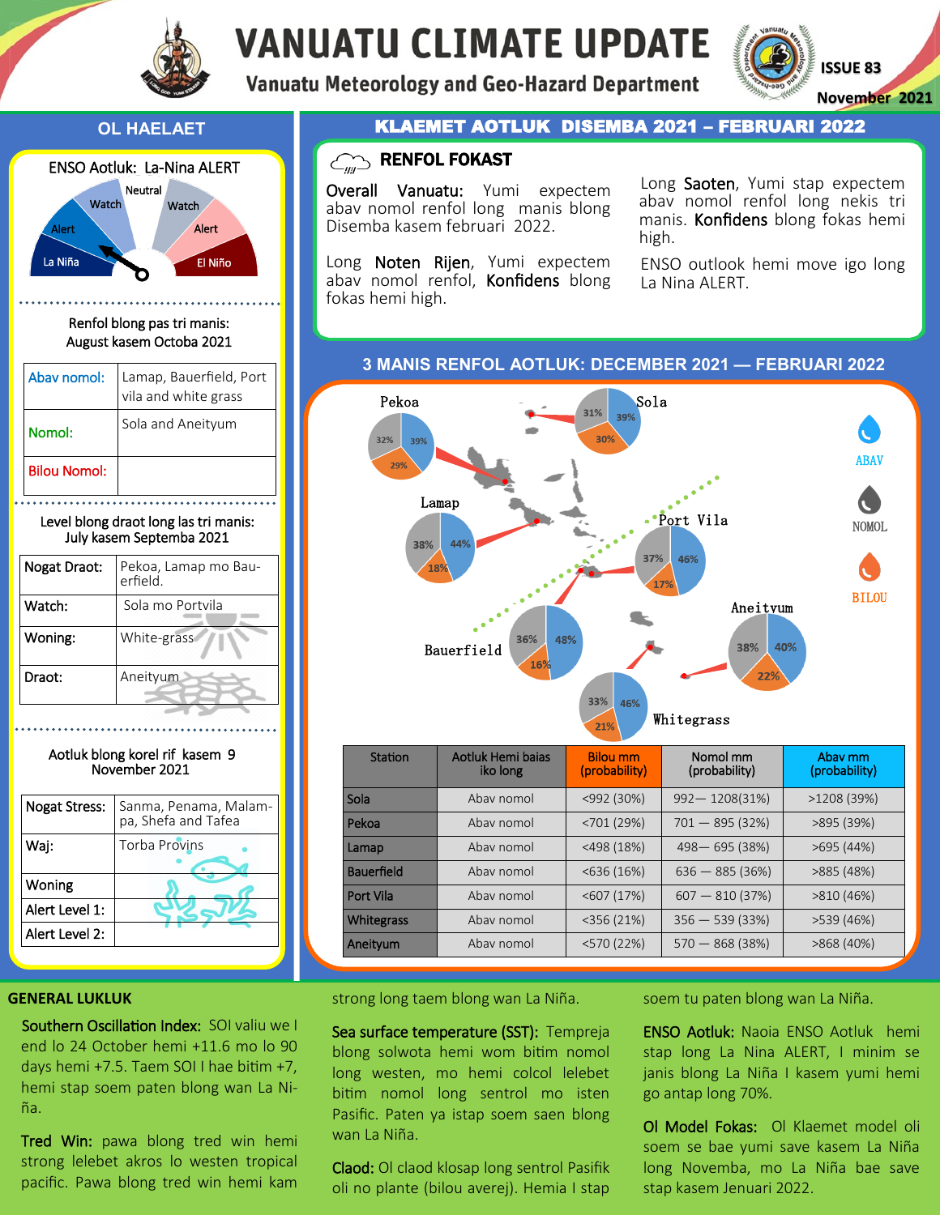# VANUATU CLIMATE UPDATE

**Vanuatu Meteorology and Geo-Hazard Department**

**ISSUE 83**
**November 2021**

## OL HAELAET

**ENSO Aotluk: La-Nina ALERT**

Renfol blong pas tri manis: August kasem Octoba 2021

| | |
|---|---|
| Abav nomol: | Lamap, Bauerfield, Port vila and white grass |
| Nomol: | Sola and Aneityum |
| Bilou Nomol: | |

Level blong draot long las tri manis: July kasem Septemba 2021

| | |
|---|---|
| Nogat Draot: | Pekoa, Lamap mo Bau-erfield. |
| Watch: | Sola mo Portvila |
| Woning: | White-grass |
| Draot: | Aneityum |

Aotluk blong korel rif kasem 9 November 2021

| | |
|---|---|
| Nogat Stress: | Sanma, Penama, Malampa, Shefa and Tafea |
| Waj: | Torba Provins |
| Woning | |
| Alert Level 1: | |
| Alert Level 2: | |

## KLAEMET AOTLUK DISEMBA 2021 – FEBRUARI 2022

### RENFOL FOKAST

**Overall Vanuatu:** Yumi expectem abav nomol renfol long manis blong Disemba kasem februari 2022.

Long **Noten Rijen**, Yumi expectem abav nomol renfol, **Konfidens** blong fokas hemi high.

Long **Saoten**, Yumi stap expectem abav nomol renfol long nekis tri manis. **Konfidens** blong fokas hemi high.

ENSO outlook hemi move igo long La Nina ALERT.

### 3 MANIS RENFOL AOTLUK: DECEMBER 2021 — FEBRUARI 2022

| Station | Aotluk Hemi baias iko long | Bilou mm (probability) | Nomol mm (probability) | Abav mm (probability) |
|---|---|---|---|---|
| Sola | Abav nomol | <992 (30%) | 992— 1208(31%) | >1208 (39%) |
| Pekoa | Abav nomol | <701 (29%) | 701 — 895 (32%) | >895 (39%) |
| Lamap | Abav nomol | <498 (18%) | 498— 695 (38%) | >695 (44%) |
| Bauerfield | Abav nomol | <636 (16%) | 636 — 885 (36%) | >885 (48%) |
| Port Vila | Abav nomol | <607 (17%) | 607 — 810 (37%) | >810 (46%) |
| Whitegrass | Abav nomol | <356 (21%) | 356 — 539 (33%) | >539 (46%) |
| Aneityum | Abav nomol | <570 (22%) | 570 — 868 (38%) | >868 (40%) |

## GENERAL LUKLUK

**Southern Oscillation Index:** SOI valiu we I end lo 24 October hemi +11.6 mo lo 90 days hemi +7.5. Taem SOI I hae bitim +7, hemi stap soem paten blong wan La Niña.

**Tred Win:** pawa blong tred win hemi strong lelebet akros lo westen tropical pacific. Pawa blong tred win hemi kam strong long taem blong wan La Niña.

**Sea surface temperature (SST):** Tempreja blong solwota hemi wom bitim nomol long westen, mo hemi colcol lelebet bitim nomol long sentrol mo isten Pasific. Paten ya istap soem saen blong wan La Niña.

**Claod:** Ol claod klosap long sentrol Pasifik oli no plante (bilou averej). Hemia I stap soem tu paten blong wan La Niña.

**ENSO Aotluk:** Naoia ENSO Aotluk hemi stap long La Nina ALERT, I minim se janis blong La Niña I kasem yumi hemi go antap long 70%.

**Ol Model Fokas:** Ol Klaemet model oli soem se bae yumi save kasem La Niña long Novemba, mo La Niña bae save stap kasem Jenuari 2022.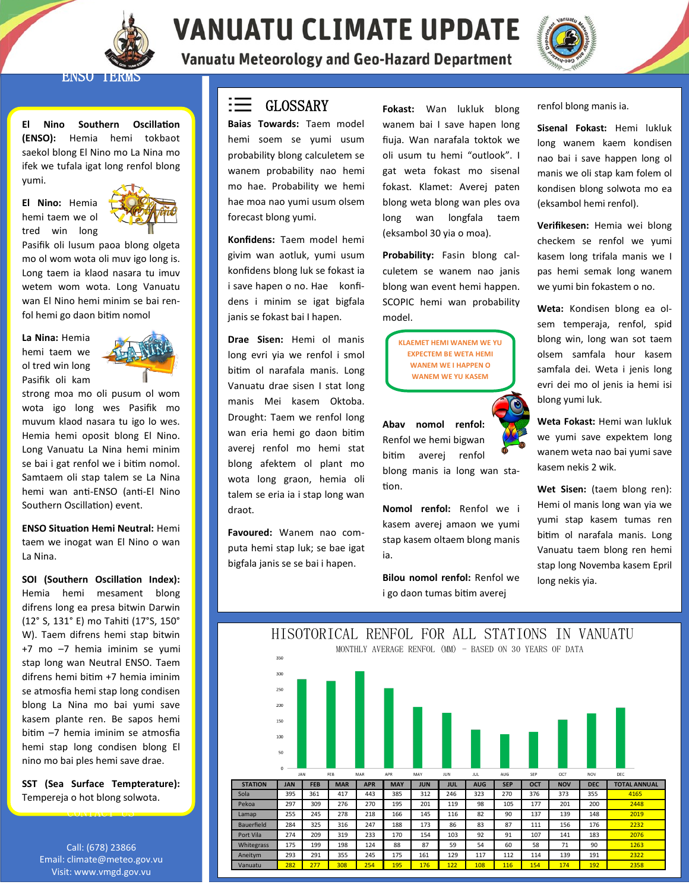# VANUATU CLIMATE UPDATE

## Vanuatu Meteorology and Geo-Hazard Department

## ENSO TERMS

**El Nino Southern Oscillation (ENSO):** Hemia hemi tokbaot saekol blong El Nino mo La Nina mo ifek we tufala igat long renfol blong yumi.

**El Nino:** Hemia hemi taem we ol tred win long Pasifik oli lusum paoa blong olgeta mo ol wom wota oli muv igo long is. Long taem ia klaod nasara tu imuv wetem wom wota. Long Vanuatu wan El Nino hemi minim se bai renfol hemi go daon bitim nomol

**La Nina:** Hemia hemi taem we ol tred win long Pasifik oli kam strong moa mo oli pusum ol wom wota igo long wes Pasifik mo muvum klaod nasara tu igo lo wes. Hemia hemi oposit blong El Nino. Long Vanuatu La Nina hemi minim se bai i gat renfol we i bitim nomol. Samtaem oli stap talem se La Nina hemi wan anti-ENSO (anti-El Nino Southern Oscillation) event.

**ENSO Situation Hemi Neutral:** Hemi taem we inogat wan El Nino o wan La Nina.

**SOI (Southern Oscillation Index):** Hemia hemi mesament blong difrens long ea presa bitwin Darwin (12° S, 131° E) mo Tahiti (17°S, 150° W). Taem difrens hemi stap bitwin +7 mo −7 hemia iminim se yumi stap long wan Neutral ENSO. Taem difrens hemi bitim +7 hemia iminim se atmosfia hemi stap long condisen blong La Nina mo bai yumi save kasem plante ren. Be sapos hemi bitim −7 hemia iminim se atmosfia hemi stap long condisen blong El nino mo bai ples hemi save drae.

**SST (Sea Surface Tempterature):** Tempereja o hot blong solwota.

## CONTACT US

Call: (678) 23866
Email: climate@meteo.gov.vu
Visit: www.vmgd.gov.vu

## GLOSSARY

**Baias Towards:** Taem model hemi soem se yumi usum probability blong calculetem se wanem probability nao hemi mo hae. Probability we hemi hae moa nao yumi usum olsem forecast blong yumi.

**Konfidens:** Taem model hemi givim wan aotluk, yumi usum konfidens blong luk se fokast ia i save hapen o no. Hae konfidens i minim se igat bigfala janis se fokast bai I hapen.

**Drae Sisen:** Hemi ol manis long evri yia we renfol i smol bitim ol narafala manis. Long Vanuatu drae sisen I stat long manis Mei kasem Oktoba. Drought: Taem we renfol long wan eria hemi go daon bitim averej renfol mo hemi stat blong afektem ol plant mo wota long graon, hemia oli talem se eria ia i stap long wan draot.

**Favoured:** Wanem nao computa hemi stap luk; se bae igat bigfala janis se se bai i hapen.

**Fokast:** Wan lukluk blong wanem bai I save hapen long fiuja. Wan narafala toktok we oli usum tu hemi "outlook". I gat weta fokast mo sisenal fokast. Klamet: Averej paten blong weta blong wan ples ova long wan longfala taem (eksambol 30 yia o moa).

**Probability:** Fasin blong calculetem se wanem nao janis blong wan event hemi happen. SCOPIC hemi wan probability model.

KLAEMET HEMI WANEM WE YU EXPECTEM BE WETA HEMI WANEM WE I HAPPEN O WANEM WE YU KASEM

**Abav nomol renfol:** Renfol we hemi bigwan bitim averej renfol blong manis ia long wan station.

**Nomol renfol:** Renfol we i kasem averej amaon we yumi stap kasem oltaem blong manis ia.

**Bilou nomol renfol:** Renfol we i go daon tumas bitim averej renfol blong manis ia.

**Sisenal Fokast:** Hemi lukluk long wanem kaem kondisen nao bai i save happen long ol manis we oli stap kam folem ol kondisen blong solwota mo ea (eksambol hemi renfol).

**Verifikesen:** Hemia wei blong checkem se renfol we yumi kasem long trifala manis we I pas hemi semak long wanem we yumi bin fokastem o no.

**Weta:** Kondisen blong ea olsem temperaja, renfol, spid blong win, long wan sot taem olsem samfala hour kasem samfala dei. Weta i jenis long evri dei mo ol jenis ia hemi isi blong yumi luk.

**Weta Fokast:** Hemi wan lukluk we yumi save expektem long wanem weta nao bai yumi save kasem nekis 2 wik.

**Wet Sisen:** (taem blong ren): Hemi ol manis long wan yia we yumi save kasem tumas ren bitim ol narafala manis. Long Vanuatu taem blong ren hemi stap long Novemba kasem Epril long nekis yia.

## HISOTORICAL RENFOL FOR ALL STATIONS IN VANUATU

MONTHLY AVERAGE RENFOL (MM) - BASED ON 30 YEARS OF DATA

350
300
250
200
150
100
50
0
JAN FEB MAR APR MAY JUN JUL AUG SEP OCT NOV DEC

| STATION | JAN | FEB | MAR | APR | MAY | JUN | JUL | AUG | SEP | OCT | NOV | DEC | TOTAL ANNUAL |
|---|---|---|---|---|---|---|---|---|---|---|---|---|---|
| Sola | 395 | 361 | 417 | 443 | 385 | 312 | 246 | 323 | 270 | 376 | 373 | 355 | 4165 |
| Pekoa | 297 | 309 | 276 | 270 | 195 | 201 | 119 | 98 | 105 | 177 | 201 | 200 | 2448 |
| Lamap | 255 | 245 | 278 | 218 | 166 | 145 | 116 | 82 | 90 | 137 | 139 | 148 | 2019 |
| Bauerfield | 284 | 325 | 316 | 247 | 188 | 173 | 86 | 83 | 87 | 111 | 156 | 176 | 2232 |
| Port Vila | 274 | 209 | 319 | 233 | 170 | 154 | 103 | 92 | 91 | 107 | 141 | 183 | 2076 |
| Whitegrass | 175 | 199 | 198 | 124 | 88 | 87 | 59 | 54 | 60 | 58 | 71 | 90 | 1263 |
| Aneityum | 293 | 291 | 355 | 245 | 175 | 161 | 129 | 117 | 112 | 114 | 139 | 191 | 2322 |
| Vanuatu | 282 | 277 | 308 | 254 | 195 | 176 | 122 | 108 | 116 | 154 | 174 | 192 | 2358 |